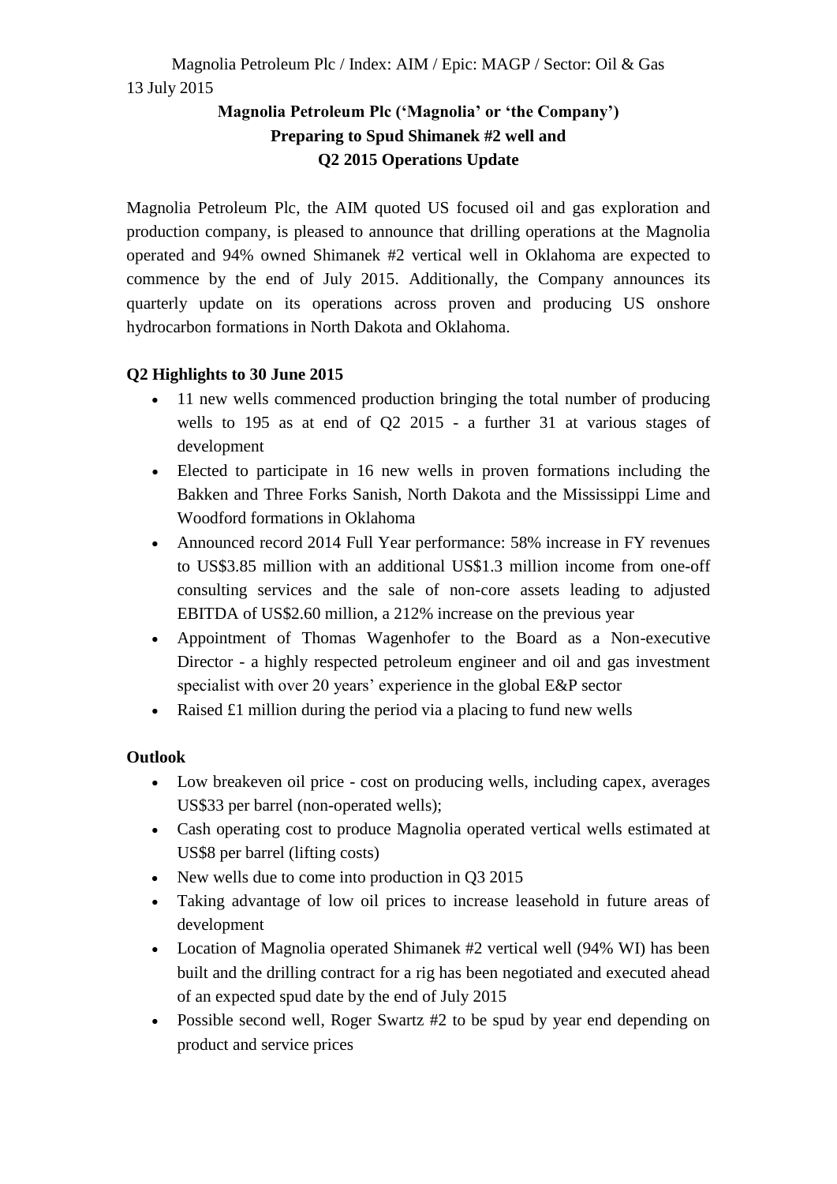Magnolia Petroleum Plc / Index: AIM / Epic: MAGP / Sector: Oil & Gas

13 July 2015

# Magnolia Petroleum Plc ('Magnolia' or 'the Company') Preparing to Spud Shimanek #2 well and Q2 2015 Operations Update

Magnolia Petroleum Plc, the AIM quoted US focused oil and gas exploration and production company, is pleased to announce that drilling operations at the Magnolia operated and 94% owned Shimanek #2 vertical well in Oklahoma are expected to commence by the end of July 2015. Additionally, the Company announces its quarterly update on its operations across proven and producing US onshore hydrocarbon formations in North Dakota and Oklahoma.

**Q2 Highlights to 30 June 2015**

- 11 new wells commenced production bringing the total number of producing wells to 195 as at end of Q2 2015 - a further 31 at various stages of development
- Elected to participate in 16 new wells in proven formations including the Bakken and Three Forks Sanish, North Dakota and the Mississippi Lime and Woodford formations in Oklahoma
- Announced record 2014 Full Year performance: 58% increase in FY revenues to US$3.85 million with an additional US$1.3 million income from one-off consulting services and the sale of non-core assets leading to adjusted EBITDA of US$2.60 million, a 212% increase on the previous year
- Appointment of Thomas Wagenhofer to the Board as a Non-executive Director - a highly respected petroleum engineer and oil and gas investment specialist with over 20 years' experience in the global E&P sector
- Raised £1 million during the period via a placing to fund new wells

**Outlook**

- Low breakeven oil price - cost on producing wells, including capex, averages US$33 per barrel (non-operated wells);
- Cash operating cost to produce Magnolia operated vertical wells estimated at US$8 per barrel (lifting costs)
- New wells due to come into production in Q3 2015
- Taking advantage of low oil prices to increase leasehold in future areas of development
- Location of Magnolia operated Shimanek #2 vertical well (94% WI) has been built and the drilling contract for a rig has been negotiated and executed ahead of an expected spud date by the end of July 2015
- Possible second well, Roger Swartz #2 to be spud by year end depending on product and service prices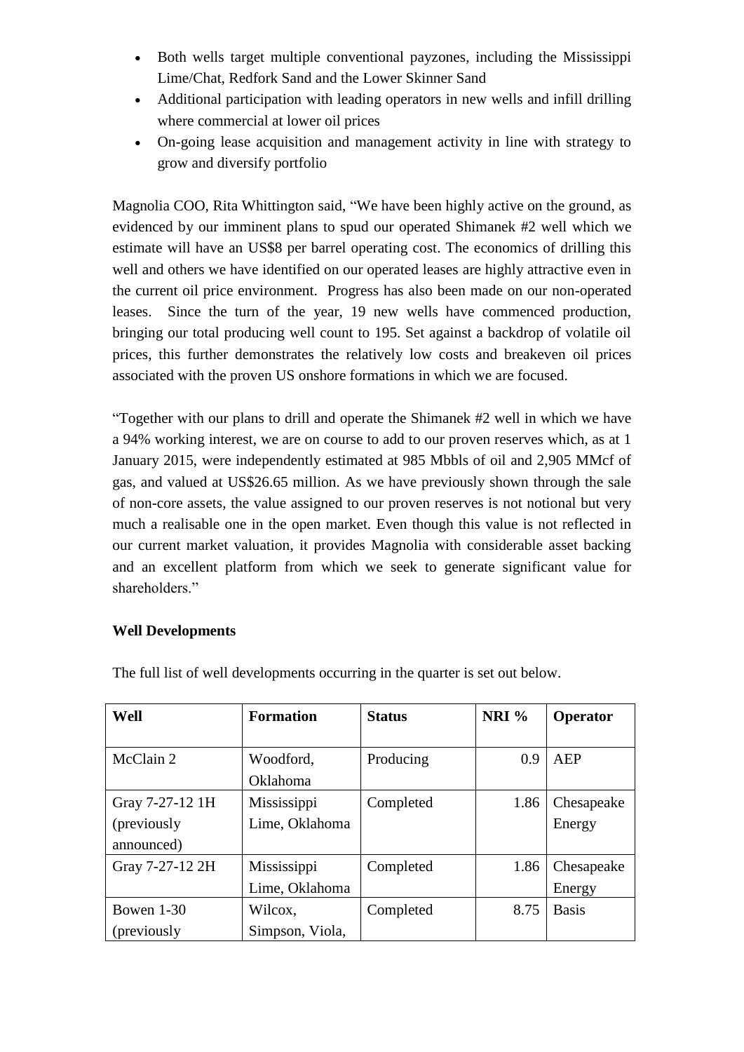- Both wells target multiple conventional payzones, including the Mississippi Lime/Chat, Redfork Sand and the Lower Skinner Sand
- Additional participation with leading operators in new wells and infill drilling where commercial at lower oil prices
- On-going lease acquisition and management activity in line with strategy to grow and diversify portfolio

Magnolia COO, Rita Whittington said, "We have been highly active on the ground, as evidenced by our imminent plans to spud our operated Shimanek #2 well which we estimate will have an US$8 per barrel operating cost. The economics of drilling this well and others we have identified on our operated leases are highly attractive even in the current oil price environment. Progress has also been made on our non-operated leases. Since the turn of the year, 19 new wells have commenced production, bringing our total producing well count to 195. Set against a backdrop of volatile oil prices, this further demonstrates the relatively low costs and breakeven oil prices associated with the proven US onshore formations in which we are focused.

"Together with our plans to drill and operate the Shimanek #2 well in which we have a 94% working interest, we are on course to add to our proven reserves which, as at 1 January 2015, were independently estimated at 985 Mbbls of oil and 2,905 MMcf of gas, and valued at US$26.65 million. As we have previously shown through the sale of non-core assets, the value assigned to our proven reserves is not notional but very much a realisable one in the open market. Even though this value is not reflected in our current market valuation, it provides Magnolia with considerable asset backing and an excellent platform from which we seek to generate significant value for shareholders."

**Well Developments**

The full list of well developments occurring in the quarter is set out below.

| Well | Formation | Status | NRI % | Operator |
|---|---|---|---|---|
| McClain 2 | Woodford, Oklahoma | Producing | 0.9 | AEP |
| Gray 7-27-12 1H (previously announced) | Mississippi Lime, Oklahoma | Completed | 1.86 | Chesapeake Energy |
| Gray 7-27-12 2H | Mississippi Lime, Oklahoma | Completed | 1.86 | Chesapeake Energy |
| Bowen 1-30 (previously | Wilcox, Simpson, Viola, | Completed | 8.75 | Basis |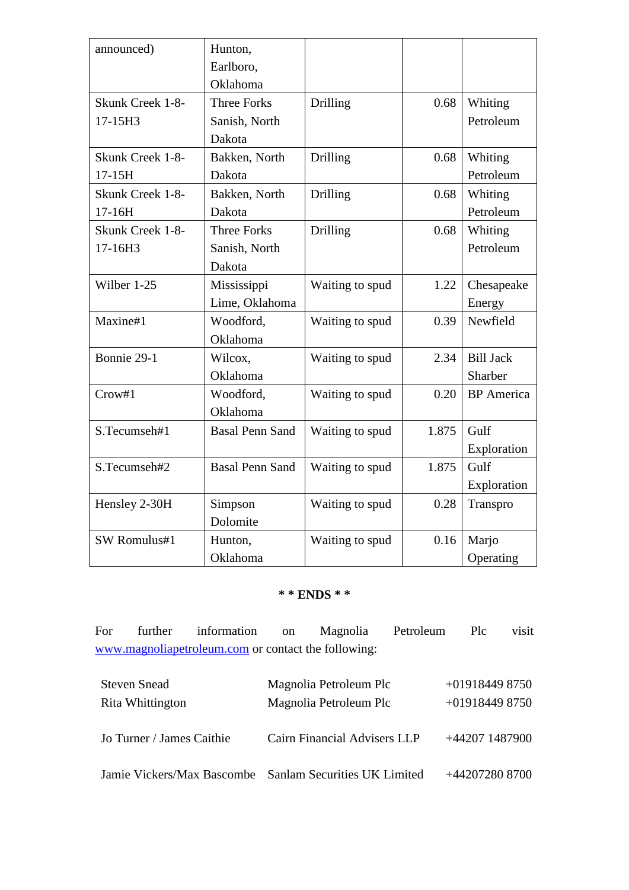| announced) | Hunton, Earlboro, Oklahoma | | | |
|---|---|---|---|---|
| Skunk Creek 1-8-17-15H3 | Three Forks Sanish, North Dakota | Drilling | 0.68 | Whiting Petroleum |
| Skunk Creek 1-8-17-15H | Bakken, North Dakota | Drilling | 0.68 | Whiting Petroleum |
| Skunk Creek 1-8-17-16H | Bakken, North Dakota | Drilling | 0.68 | Whiting Petroleum |
| Skunk Creek 1-8-17-16H3 | Three Forks Sanish, North Dakota | Drilling | 0.68 | Whiting Petroleum |
| Wilber 1-25 | Mississippi Lime, Oklahoma | Waiting to spud | 1.22 | Chesapeake Energy |
| Maxine#1 | Woodford, Oklahoma | Waiting to spud | 0.39 | Newfield |
| Bonnie 29-1 | Wilcox, Oklahoma | Waiting to spud | 2.34 | Bill Jack Sharber |
| Crow#1 | Woodford, Oklahoma | Waiting to spud | 0.20 | BP America |
| S.Tecumseh#1 | Basal Penn Sand | Waiting to spud | 1.875 | Gulf Exploration |
| S.Tecumseh#2 | Basal Penn Sand | Waiting to spud | 1.875 | Gulf Exploration |
| Hensley 2-30H | Simpson Dolomite | Waiting to spud | 0.28 | Transpro |
| SW Romulus#1 | Hunton, Oklahoma | Waiting to spud | 0.16 | Marjo Operating |

**\* \* ENDS \* \***

For further information on Magnolia Petroleum Plc visit www.magnoliapetroleum.com or contact the following:

| | | |
|---|---|---|
| Steven Snead | Magnolia Petroleum Plc | +01918449 8750 |
| Rita Whittington | Magnolia Petroleum Plc | +01918449 8750 |
| Jo Turner / James Caithie | Cairn Financial Advisers LLP | +44207 1487900 |
| Jamie Vickers/Max Bascombe | Sanlam Securities UK Limited | +44207280 8700 |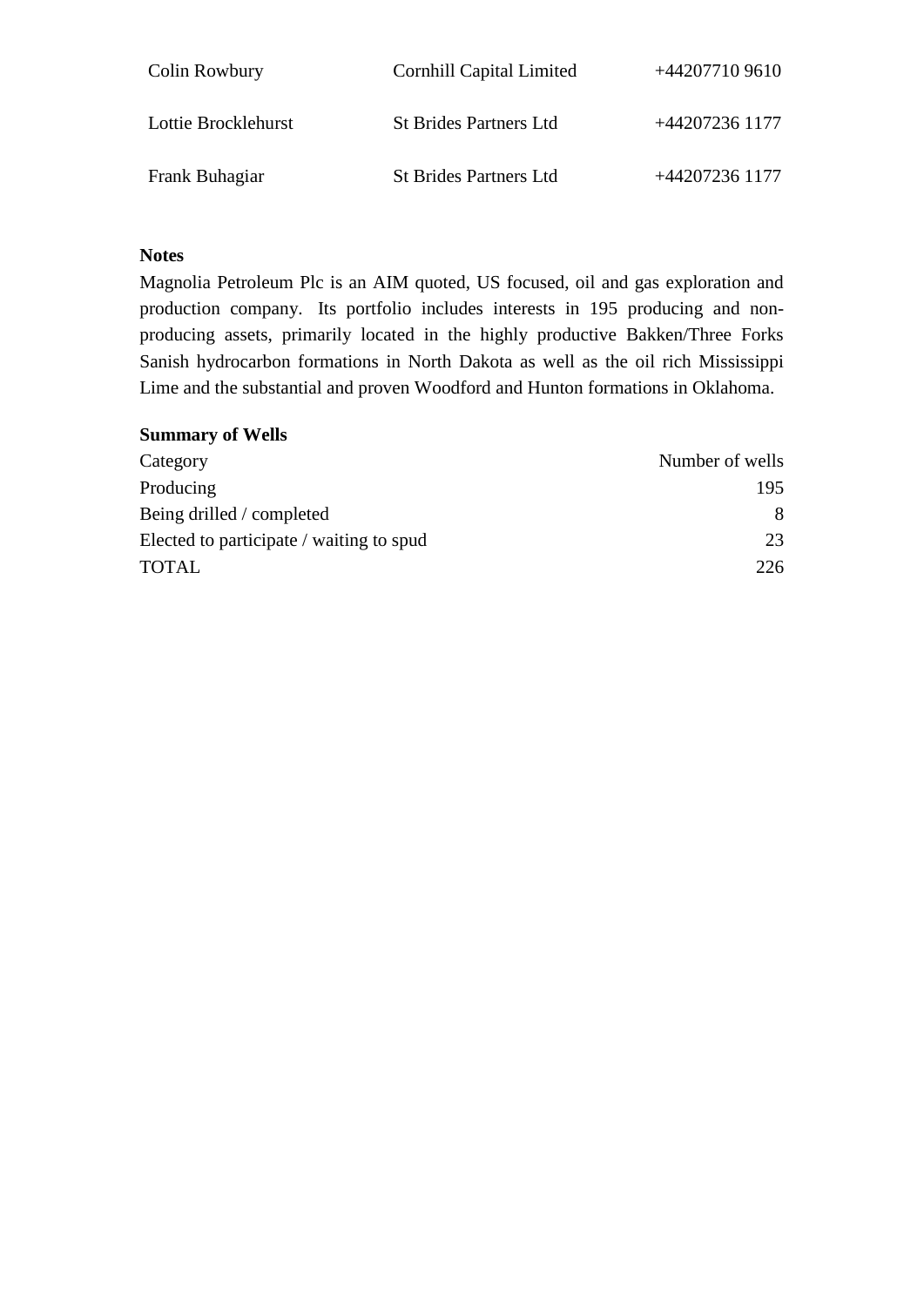| | | |
|---|---|---|
| Colin Rowbury | Cornhill Capital Limited | +44207710 9610 |
| Lottie Brocklehurst | St Brides Partners Ltd | +44207236 1177 |
| Frank Buhagiar | St Brides Partners Ltd | +44207236 1177 |

**Notes**

Magnolia Petroleum Plc is an AIM quoted, US focused, oil and gas exploration and production company. Its portfolio includes interests in 195 producing and non-producing assets, primarily located in the highly productive Bakken/Three Forks Sanish hydrocarbon formations in North Dakota as well as the oil rich Mississippi Lime and the substantial and proven Woodford and Hunton formations in Oklahoma.

**Summary of Wells**

| Category | Number of wells |
|---|---|
| Producing | 195 |
| Being drilled / completed | 8 |
| Elected to participate / waiting to spud | 23 |
| TOTAL | 226 |